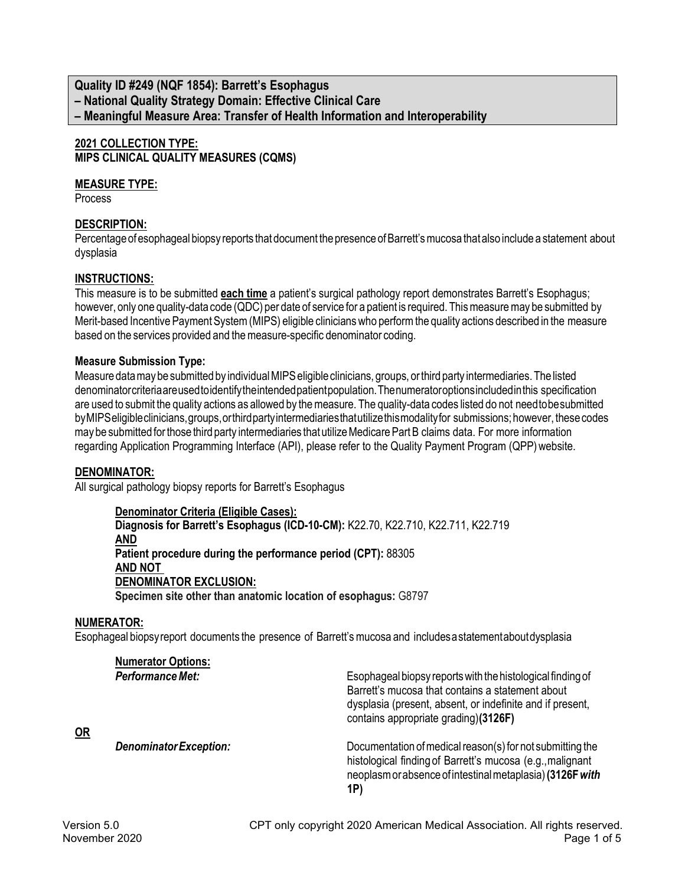**Quality ID #249 (NQF 1854): Barrett's Esophagus**
**– National Quality Strategy Domain: Effective Clinical Care**
**– Meaningful Measure Area: Transfer of Health Information and Interoperability**

**2021 COLLECTION TYPE:**
**MIPS CLINICAL QUALITY MEASURES (CQMS)**

**MEASURE TYPE:**
Process

**DESCRIPTION:**
Percentage of esophageal biopsy reports that document the presence of Barrett's mucosa that also include a statement about dysplasia

**INSTRUCTIONS:**
This measure is to be submitted **each time** a patient's surgical pathology report demonstrates Barrett's Esophagus; however, only one quality-data code (QDC) per date of service for a patient is required. This measure may be submitted by Merit-based Incentive Payment System (MIPS) eligible clinicians who perform the quality actions described in the measure based on the services provided and the measure-specific denominator coding.

**Measure Submission Type:**
Measure data may be submitted by individual MIPS eligible clinicians, groups, or third party intermediaries. The listed denominator criteria are used to identify the intended patient population. The numerator options included in this specification are used to submit the quality actions as allowed by the measure. The quality-data codes listed do not need to be submitted by MIPS eligible clinicians, groups, or third party intermediaries that utilize this modality for submissions; however, these codes may be submitted for those third party intermediaries that utilize Medicare Part B claims data. For more information regarding Application Programming Interface (API), please refer to the Quality Payment Program (QPP) website.

**DENOMINATOR:**
All surgical pathology biopsy reports for Barrett's Esophagus

**Denominator Criteria (Eligible Cases):**
**Diagnosis for Barrett's Esophagus (ICD-10-CM):** K22.70, K22.710, K22.711, K22.719
**AND**
**Patient procedure during the performance period (CPT):** 88305
**AND NOT**
**DENOMINATOR EXCLUSION:**
**Specimen site other than anatomic location of esophagus:** G8797

**NUMERATOR:**
Esophageal biopsy report documents the presence of Barrett's mucosa and includes a statement about dysplasia

**Numerator Options:**

***Performance Met:*** Esophageal biopsy reports with the histological finding of Barrett's mucosa that contains a statement about dysplasia (present, absent, or indefinite and if present, contains appropriate grading) **(3126F)**

**OR**

***Denominator Exception:*** Documentation of medical reason(s) for not submitting the histological finding of Barrett's mucosa (e.g., malignant neoplasm or absence of intestinal metaplasia) **(3126F *with* 1P)**

Version 5.0
November 2020

CPT only copyright 2020 American Medical Association. All rights reserved.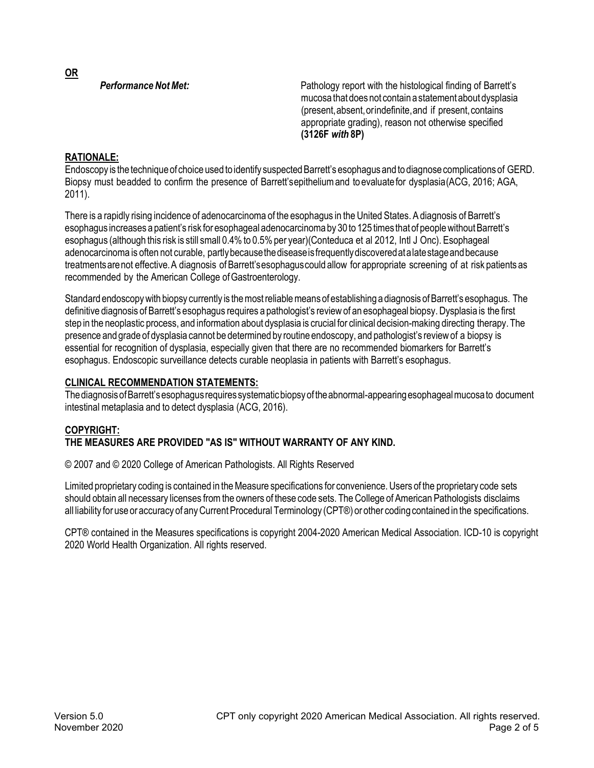**OR**

***Performance Not Met:*** Pathology report with the histological finding of Barrett's mucosa that does not contain a statement about dysplasia (present, absent, or indefinite, and if present, contains appropriate grading), reason not otherwise specified **(3126F *with* 8P)**

**RATIONALE:**

Endoscopy is the technique of choice used to identify suspected Barrett's esophagus and to diagnose complications of GERD. Biopsy must be added to confirm the presence of Barrett's epithelium and to evaluate for dysplasia (ACG, 2016; AGA, 2011).

There is a rapidly rising incidence of adenocarcinoma of the esophagus in the United States. A diagnosis of Barrett's esophagus increases a patient's risk for esophageal adenocarcinoma by 30 to 125 times that of people without Barrett's esophagus (although this risk is still small 0.4% to 0.5% per year)(Conteduca et al 2012, Intl J Onc). Esophageal adenocarcinoma is often not curable, partly because the disease is frequently discovered at a late stage and because treatments are not effective. A diagnosis of Barrett's esophagus could allow for appropriate screening of at risk patients as recommended by the American College of Gastroenterology.

Standard endoscopy with biopsy currently is the most reliable means of establishing a diagnosis of Barrett's esophagus. The definitive diagnosis of Barrett's esophagus requires a pathologist's review of an esophageal biopsy. Dysplasia is the first step in the neoplastic process, and information about dysplasia is crucial for clinical decision-making directing therapy. The presence and grade of dysplasia cannot be determined by routine endoscopy, and pathologist's review of a biopsy is essential for recognition of dysplasia, especially given that there are no recommended biomarkers for Barrett's esophagus. Endoscopic surveillance detects curable neoplasia in patients with Barrett's esophagus.

**CLINICAL RECOMMENDATION STATEMENTS:**

The diagnosis of Barrett's esophagus requires systematic biopsy of the abnormal-appearing esophageal mucosa to document intestinal metaplasia and to detect dysplasia (ACG, 2016).

**COPYRIGHT:**

**THE MEASURES ARE PROVIDED "AS IS" WITHOUT WARRANTY OF ANY KIND.**

© 2007 and © 2020 College of American Pathologists. All Rights Reserved

Limited proprietary coding is contained in the Measure specifications for convenience. Users of the proprietary code sets should obtain all necessary licenses from the owners of these code sets. The College of American Pathologists disclaims all liability for use or accuracy of any Current Procedural Terminology (CPT®) or other coding contained in the specifications.

CPT® contained in the Measures specifications is copyright 2004-2020 American Medical Association. ICD-10 is copyright 2020 World Health Organization. All rights reserved.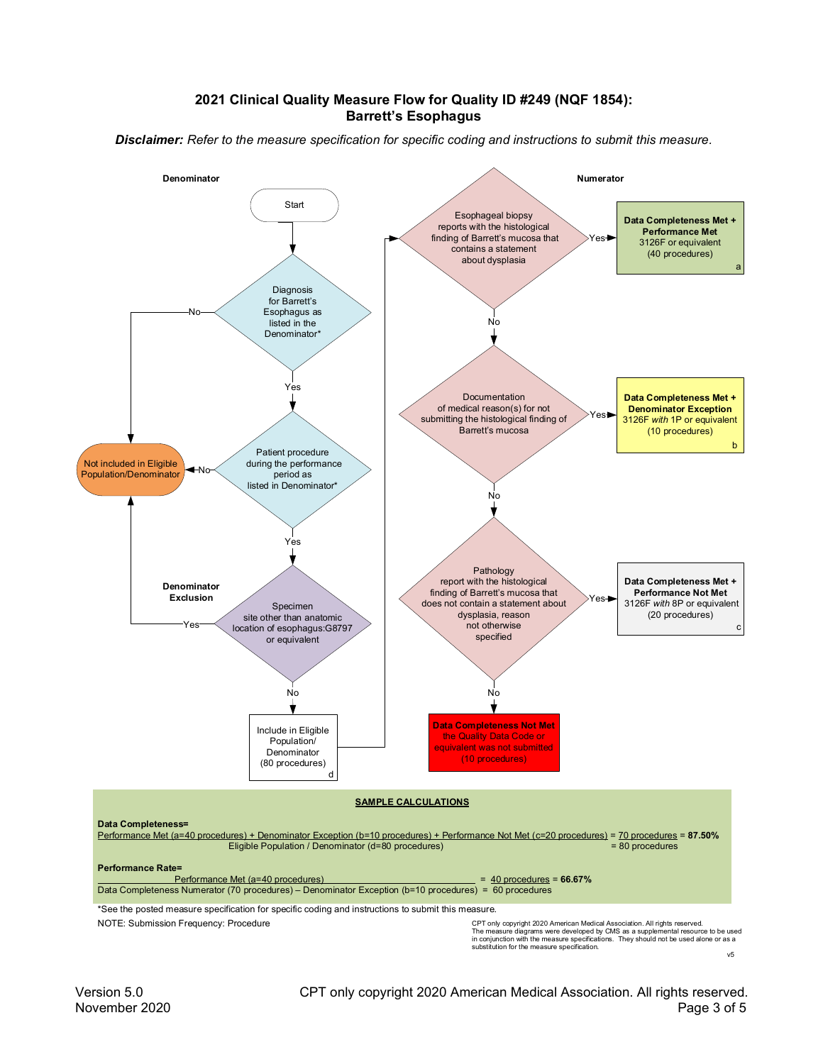# 2021 Clinical Quality Measure Flow for Quality ID #249 (NQF 1854): Barrett's Esophagus

***Disclaimer:*** *Refer to the measure specification for specific coding and instructions to submit this measure.*

## Denominator

Start

Diagnosis for Barrett's Esophagus as listed in the Denominator*
- No → Not included in Eligible Population/Denominator
- Yes → Patient procedure during the performance period as listed in Denominator*
  - No → Not included in Eligible Population/Denominator
  - Yes → **Denominator Exclusion:** Specimen site other than anatomic location of esophagus:G8797 or equivalent
    - Yes → Not included in Eligible Population/Denominator
    - No → Include in Eligible Population/ Denominator (80 procedures) d

## Numerator

Esophageal biopsy reports with the histological finding of Barrett's mucosa that contains a statement about dysplasia
- Yes → **Data Completeness Met + Performance Met** 3126F or equivalent (40 procedures) a
- No → Documentation of medical reason(s) for not submitting the histological finding of Barrett's mucosa
  - Yes → **Data Completeness Met + Denominator Exception** 3126F *with* 1P or equivalent (10 procedures) b
  - No → Pathology report with the histological finding of Barrett's mucosa that does not contain a statement about dysplasia, reason not otherwise specified
    - Yes → **Data Completeness Met + Performance Not Met** 3126F *with* 8P or equivalent (20 procedures) c
    - No → **Data Completeness Not Met** the Quality Data Code or equivalent was not submitted (10 procedures)

## SAMPLE CALCULATIONS

**Data Completeness=**

$$\frac{\text{Performance Met (a=40 procedures) + Denominator Exception (b=10 procedures) + Performance Not Met (c=20 procedures)}}{\text{Eligible Population / Denominator (d=80 procedures)}} = \frac{\text{70 procedures}}{\text{80 procedures}} = \textbf{87.50\%}$$

**Performance Rate=**

$$\frac{\text{Performance Met (a=40 procedures)}}{\text{Data Completeness Numerator (70 procedures) – Denominator Exception (b=10 procedures)}} = \frac{\text{40 procedures}}{\text{60 procedures}} = \textbf{66.67\%}$$

*See the posted measure specification for specific coding and instructions to submit this measure.

NOTE: Submission Frequency: Procedure

CPT only copyright 2020 American Medical Association. All rights reserved. The measure diagrams were developed by CMS as a supplemental resource to be used in conjunction with the measure specifications. They should not be used alone or as a substitution for the measure specification.

v5

Version 5.0
November 2020

CPT only copyright 2020 American Medical Association. All rights reserved.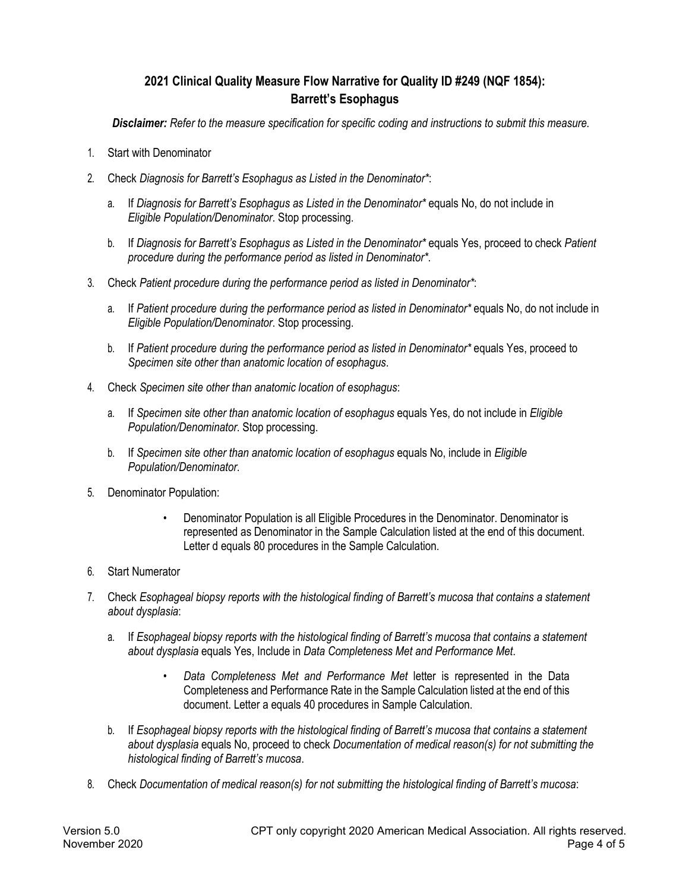## 2021 Clinical Quality Measure Flow Narrative for Quality ID #249 (NQF 1854): Barrett's Esophagus

***Disclaimer:*** *Refer to the measure specification for specific coding and instructions to submit this measure.*

1. Start with Denominator
2. Check *Diagnosis for Barrett's Esophagus as Listed in the Denominator**:
   a. If *Diagnosis for Barrett's Esophagus as Listed in the Denominator** equals No, do not include in *Eligible Population/Denominator*. Stop processing.
   b. If *Diagnosis for Barrett's Esophagus as Listed in the Denominator** equals Yes, proceed to check *Patient procedure during the performance period as listed in Denominator**.
3. Check *Patient procedure during the performance period as listed in Denominator**:
   a. If *Patient procedure during the performance period as listed in Denominator** equals No, do not include in *Eligible Population/Denominator*. Stop processing.
   b. If *Patient procedure during the performance period as listed in Denominator** equals Yes, proceed to *Specimen site other than anatomic location of esophagus*.
4. Check *Specimen site other than anatomic location of esophagus*:
   a. If *Specimen site other than anatomic location of esophagus* equals Yes, do not include in *Eligible Population/Denominator*. Stop processing.
   b. If *Specimen site other than anatomic location of esophagus* equals No, include in *Eligible Population/Denominator*.
5. Denominator Population:
   - Denominator Population is all Eligible Procedures in the Denominator. Denominator is represented as Denominator in the Sample Calculation listed at the end of this document. Letter d equals 80 procedures in the Sample Calculation.
6. Start Numerator
7. Check *Esophageal biopsy reports with the histological finding of Barrett's mucosa that contains a statement about dysplasia*:
   a. If *Esophageal biopsy reports with the histological finding of Barrett's mucosa that contains a statement about dysplasia* equals Yes, Include in *Data Completeness Met and Performance Met*.
      - *Data Completeness Met and Performance Met* letter is represented in the Data Completeness and Performance Rate in the Sample Calculation listed at the end of this document. Letter a equals 40 procedures in Sample Calculation.
   b. If *Esophageal biopsy reports with the histological finding of Barrett's mucosa that contains a statement about dysplasia* equals No, proceed to check *Documentation of medical reason(s) for not submitting the histological finding of Barrett's mucosa*.
8. Check *Documentation of medical reason(s) for not submitting the histological finding of Barrett's mucosa*: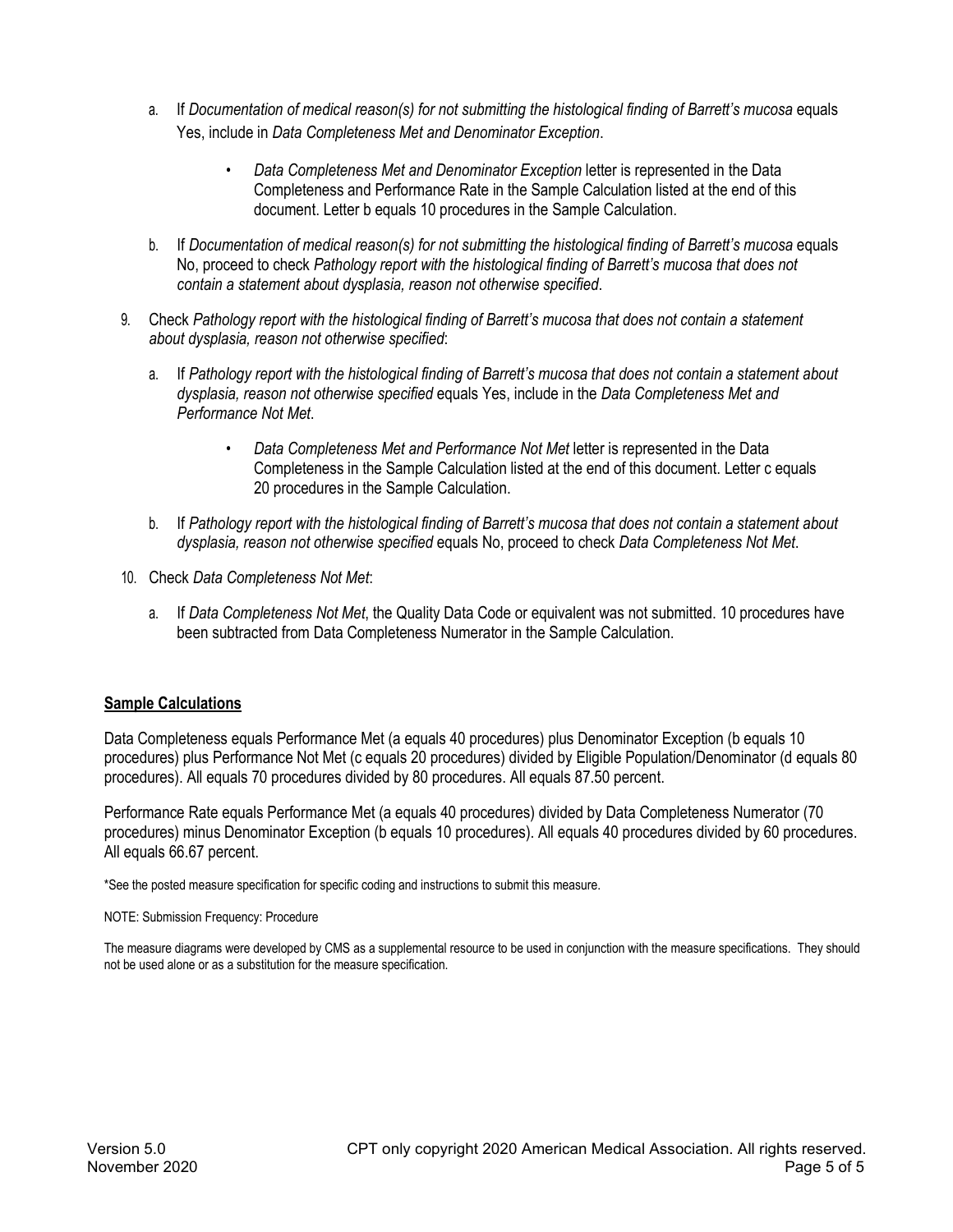a. If *Documentation of medical reason(s) for not submitting the histological finding of Barrett's mucosa* equals Yes, include in *Data Completeness Met and Denominator Exception*.

      - *Data Completeness Met and Denominator Exception* letter is represented in the Data Completeness and Performance Rate in the Sample Calculation listed at the end of this document. Letter b equals 10 procedures in the Sample Calculation.

   b. If *Documentation of medical reason(s) for not submitting the histological finding of Barrett's mucosa* equals No, proceed to check *Pathology report with the histological finding of Barrett's mucosa that does not contain a statement about dysplasia, reason not otherwise specified*.

9. Check *Pathology report with the histological finding of Barrett's mucosa that does not contain a statement about dysplasia, reason not otherwise specified*:

   a. If *Pathology report with the histological finding of Barrett's mucosa that does not contain a statement about dysplasia, reason not otherwise specified* equals Yes, include in the *Data Completeness Met and Performance Not Met*.

      - *Data Completeness Met and Performance Not Met* letter is represented in the Data Completeness in the Sample Calculation listed at the end of this document. Letter c equals 20 procedures in the Sample Calculation.

   b. If *Pathology report with the histological finding of Barrett's mucosa that does not contain a statement about dysplasia, reason not otherwise specified* equals No, proceed to check *Data Completeness Not Met*.

10. Check *Data Completeness Not Met*:

    a. If *Data Completeness Not Met*, the Quality Data Code or equivalent was not submitted. 10 procedures have been subtracted from Data Completeness Numerator in the Sample Calculation.

**<u>Sample Calculations</u>**

Data Completeness equals Performance Met (a equals 40 procedures) plus Denominator Exception (b equals 10 procedures) plus Performance Not Met (c equals 20 procedures) divided by Eligible Population/Denominator (d equals 80 procedures). All equals 70 procedures divided by 80 procedures. All equals 87.50 percent.

Performance Rate equals Performance Met (a equals 40 procedures) divided by Data Completeness Numerator (70 procedures) minus Denominator Exception (b equals 10 procedures). All equals 40 procedures divided by 60 procedures. All equals 66.67 percent.

*See the posted measure specification for specific coding and instructions to submit this measure.

NOTE: Submission Frequency: Procedure

The measure diagrams were developed by CMS as a supplemental resource to be used in conjunction with the measure specifications. They should not be used alone or as a substitution for the measure specification.

Version 5.0
November 2020

CPT only copyright 2020 American Medical Association. All rights reserved.